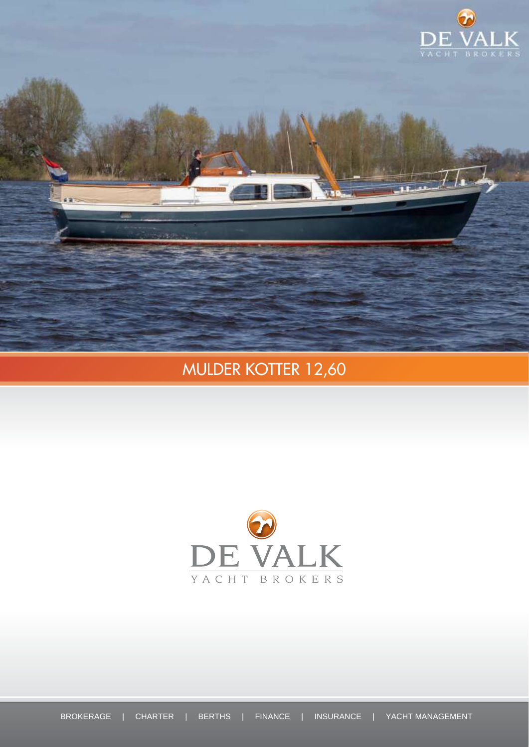# MULDER KOTTER 12,60

DE VALK

YACHT BROKERS

BROKERAGE | CHARTER | BERTHS | FINANCE | INSURANCE | YACHT MANAGEMENT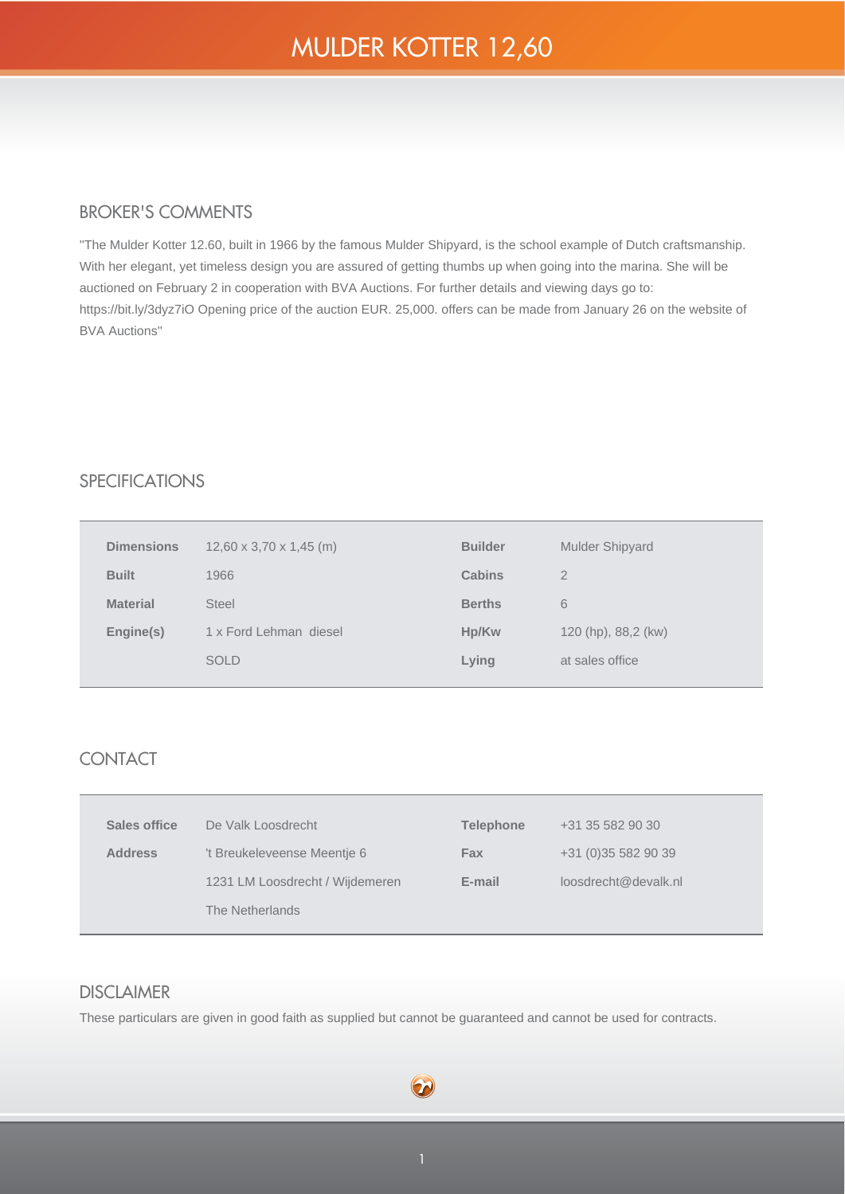# MULDER KOTTER 12,60

## BROKER'S COMMENTS

"The Mulder Kotter 12.60, built in 1966 by the famous Mulder Shipyard, is the school example of Dutch craftsmanship. With her elegant, yet timeless design you are assured of getting thumbs up when going into the marina. She will be auctioned on February 2 in cooperation with BVA Auctions. For further details and viewing days go to: https://bit.ly/3dyz7iO Opening price of the auction EUR. 25,000. offers can be made from January 26 on the website of BVA Auctions"

## SPECIFICATIONS

| | | | |
|---|---|---|---|
| **Dimensions** | 12,60 x 3,70 x 1,45 (m) | **Builder** | Mulder Shipyard |
| **Built** | 1966 | **Cabins** | 2 |
| **Material** | Steel | **Berths** | 6 |
| **Engine(s)** | 1 x Ford Lehman diesel | **Hp/Kw** | 120 (hp), 88,2 (kw) |
| | SOLD | **Lying** | at sales office |

## CONTACT

| | | | |
|---|---|---|---|
| **Sales office** | De Valk Loosdrecht | **Telephone** | +31 35 582 90 30 |
| **Address** | 't Breukeleveense Meentje 6 | **Fax** | +31 (0)35 582 90 39 |
| | 1231 LM Loosdrecht / Wijdemeren | **E-mail** | loosdrecht@devalk.nl |
| | The Netherlands | | |

## DISCLAIMER

These particulars are given in good faith as supplied but cannot be guaranteed and cannot be used for contracts.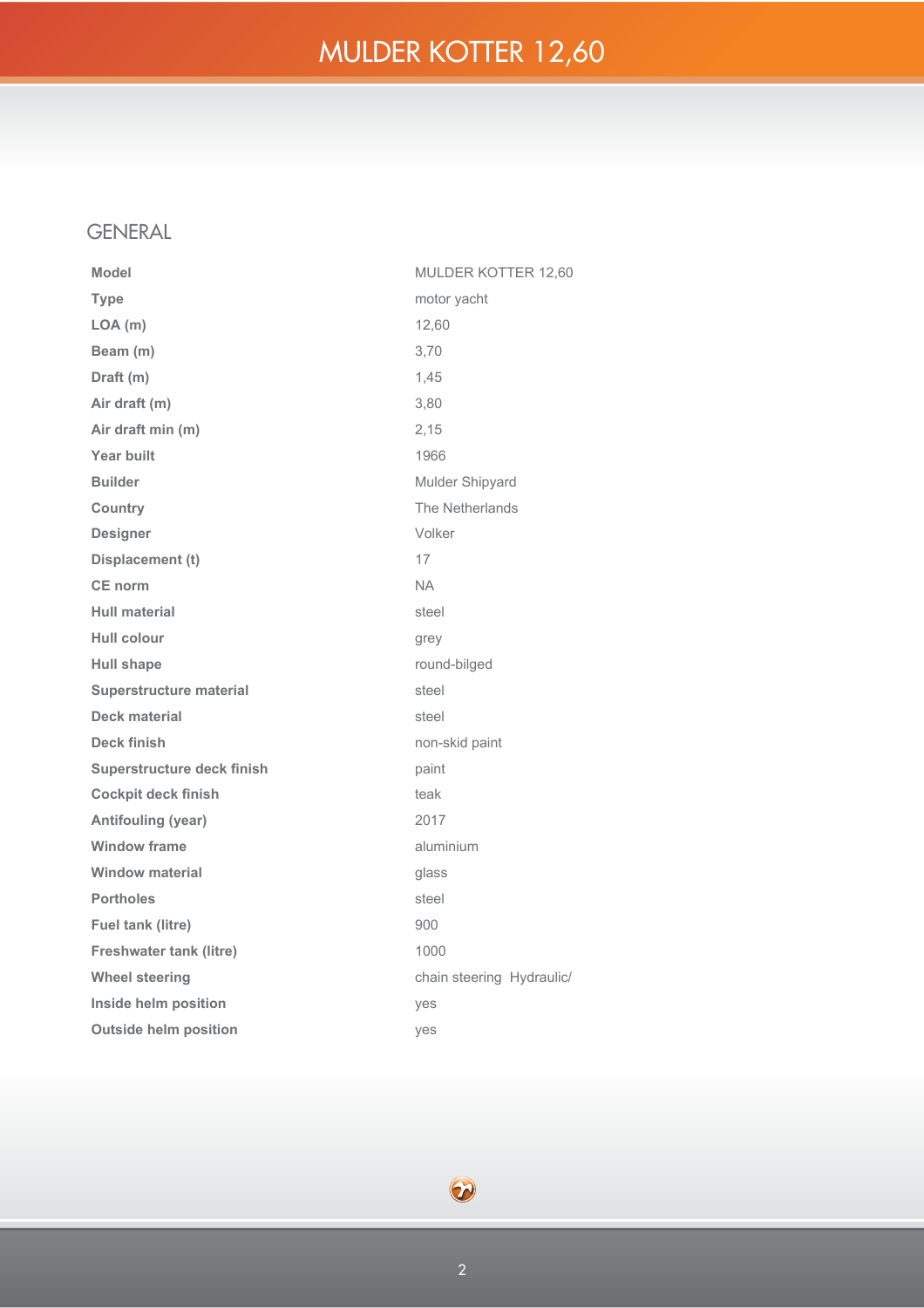# MULDER KOTTER 12,60

## GENERAL

| | |
|---|---|
| **Model** | MULDER KOTTER 12,60 |
| **Type** | motor yacht |
| **LOA (m)** | 12,60 |
| **Beam (m)** | 3,70 |
| **Draft (m)** | 1,45 |
| **Air draft (m)** | 3,80 |
| **Air draft min (m)** | 2,15 |
| **Year built** | 1966 |
| **Builder** | Mulder Shipyard |
| **Country** | The Netherlands |
| **Designer** | Volker |
| **Displacement (t)** | 17 |
| **CE norm** | NA |
| **Hull material** | steel |
| **Hull colour** | grey |
| **Hull shape** | round-bilged |
| **Superstructure material** | steel |
| **Deck material** | steel |
| **Deck finish** | non-skid paint |
| **Superstructure deck finish** | paint |
| **Cockpit deck finish** | teak |
| **Antifouling (year)** | 2017 |
| **Window frame** | aluminium |
| **Window material** | glass |
| **Portholes** | steel |
| **Fuel tank (litre)** | 900 |
| **Freshwater tank (litre)** | 1000 |
| **Wheel steering** | chain steering Hydraulic/ |
| **Inside helm position** | yes |
| **Outside helm position** | yes |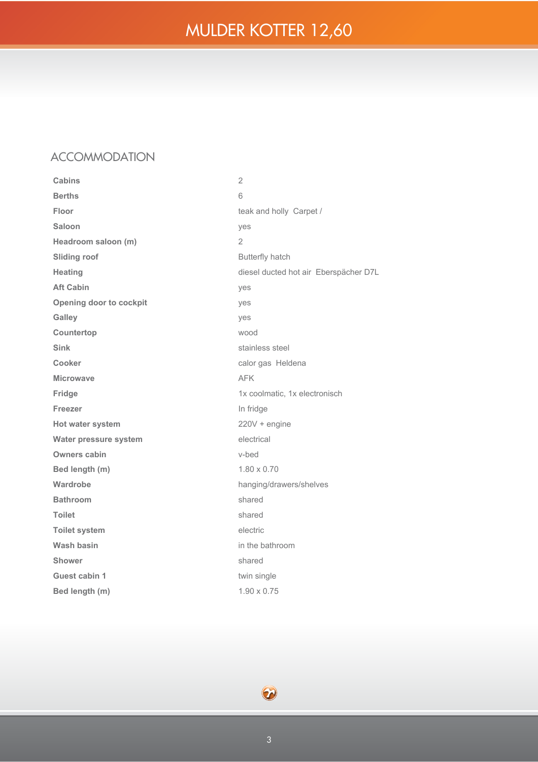# MULDER KOTTER 12,60

## ACCOMMODATION

| | |
|---|---|
| **Cabins** | 2 |
| **Berths** | 6 |
| **Floor** | teak and holly  Carpet / |
| **Saloon** | yes |
| **Headroom saloon (m)** | 2 |
| **Sliding roof** | Butterfly hatch |
| **Heating** | diesel ducted hot air  Eberspächer D7L |
| **Aft Cabin** | yes |
| **Opening door to cockpit** | yes |
| **Galley** | yes |
| **Countertop** | wood |
| **Sink** | stainless steel |
| **Cooker** | calor gas  Heldena |
| **Microwave** | AFK |
| **Fridge** | 1x coolmatic, 1x electronisch |
| **Freezer** | In fridge |
| **Hot water system** | 220V + engine |
| **Water pressure system** | electrical |
| **Owners cabin** | v-bed |
| **Bed length (m)** | 1.80 x 0.70 |
| **Wardrobe** | hanging/drawers/shelves |
| **Bathroom** | shared |
| **Toilet** | shared |
| **Toilet system** | electric |
| **Wash basin** | in the bathroom |
| **Shower** | shared |
| **Guest cabin 1** | twin single |
| **Bed length (m)** | 1.90 x 0.75 |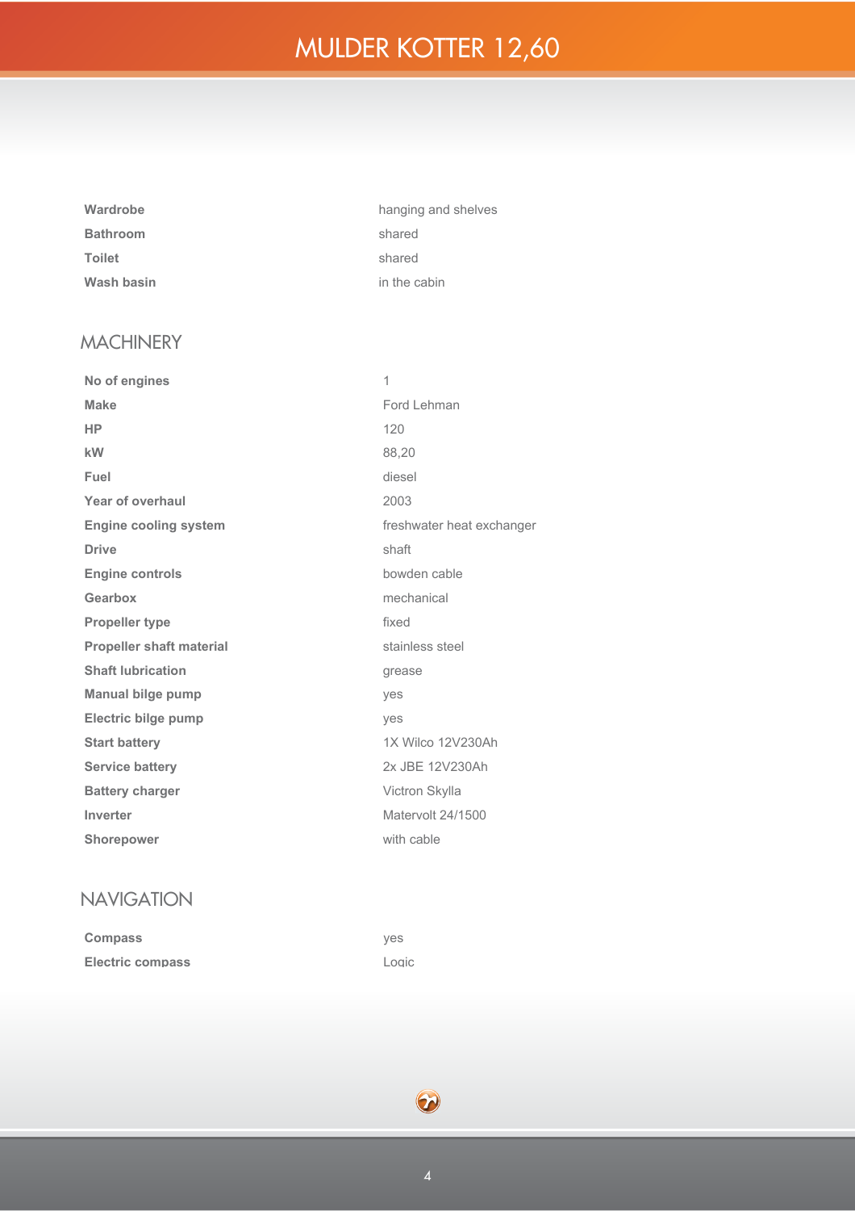| | |
|---|---|
| **Wardrobe** | hanging and shelves |
| **Bathroom** | shared |
| **Toilet** | shared |
| **Wash basin** | in the cabin |

## MACHINERY

| | |
|---|---|
| **No of engines** | 1 |
| **Make** | Ford Lehman |
| **HP** | 120 |
| **kW** | 88,20 |
| **Fuel** | diesel |
| **Year of overhaul** | 2003 |
| **Engine cooling system** | freshwater heat exchanger |
| **Drive** | shaft |
| **Engine controls** | bowden cable |
| **Gearbox** | mechanical |
| **Propeller type** | fixed |
| **Propeller shaft material** | stainless steel |
| **Shaft lubrication** | grease |
| **Manual bilge pump** | yes |
| **Electric bilge pump** | yes |
| **Start battery** | 1X Wilco 12V230Ah |
| **Service battery** | 2x JBE 12V230Ah |
| **Battery charger** | Victron Skylla |
| **Inverter** | Matervolt 24/1500 |
| **Shorepower** | with cable |

## NAVIGATION

| | |
|---|---|
| **Compass** | yes |
| **Electric compass** | Logic |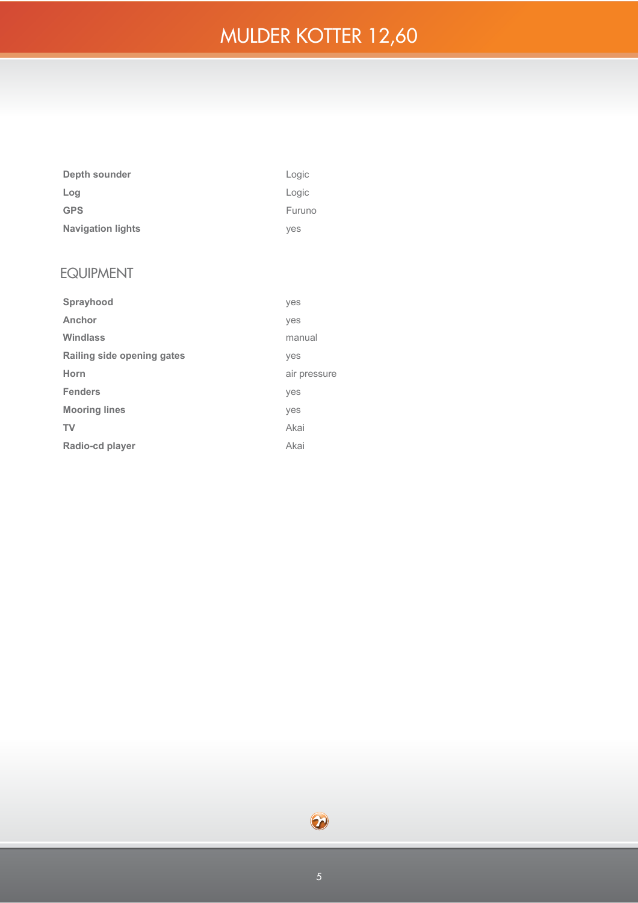| | |
|---|---|
| **Depth sounder** | Logic |
| **Log** | Logic |
| **GPS** | Furuno |
| **Navigation lights** | yes |

## EQUIPMENT

| | |
|---|---|
| **Sprayhood** | yes |
| **Anchor** | yes |
| **Windlass** | manual |
| **Railing side opening gates** | yes |
| **Horn** | air pressure |
| **Fenders** | yes |
| **Mooring lines** | yes |
| **TV** | Akai |
| **Radio-cd player** | Akai |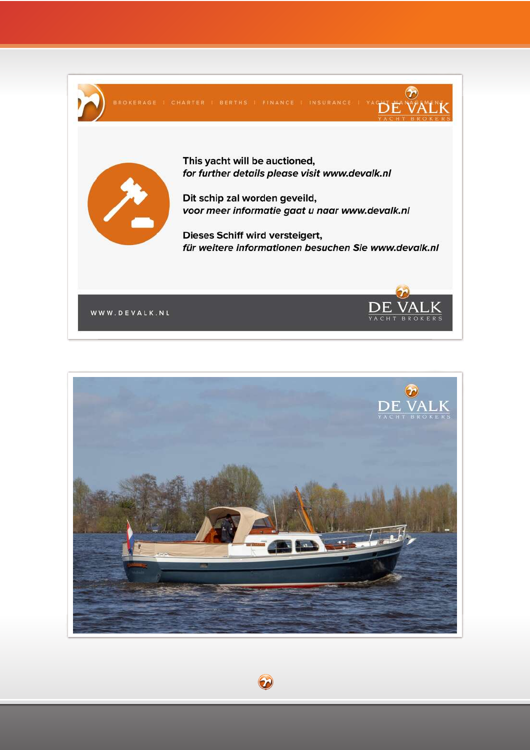BROKERAGE | CHARTER | BERTHS | FINANCE | INSURANCE | YACHT MANAGEMENT

This yacht will be auctioned,
*for further details please visit www.devalk.nl*

Dit schip zal worden geveild,
*voor meer informatie gaat u naar www.devalk.nl*

Dieses Schiff wird versteigert,
*für weitere informationen besuchen Sie www.devalk.nl*

WWW.DEVALK.NL

DE VALK
YACHT BROKERS